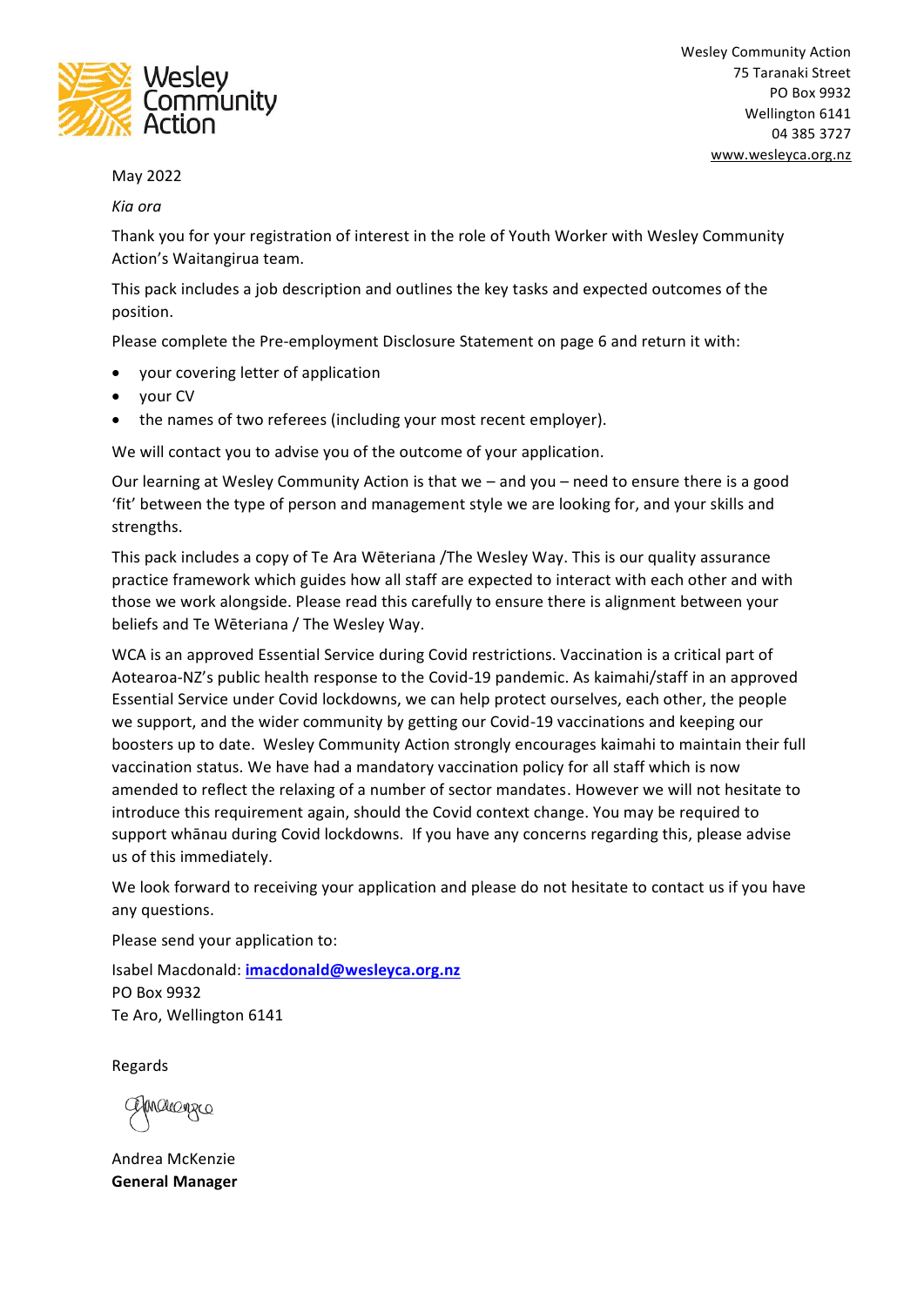Wesley Community Action
75 Taranaki Street
PO Box 9932
Wellington 6141
04 385 3727
www.wesleyca.org.nz

May 2022

*Kia ora*

Thank you for your registration of interest in the role of Youth Worker with Wesley Community Action's Waitangirua team.

This pack includes a job description and outlines the key tasks and expected outcomes of the position.

Please complete the Pre-employment Disclosure Statement on page 6 and return it with:

- your covering letter of application
- your CV
- the names of two referees (including your most recent employer).

We will contact you to advise you of the outcome of your application.

Our learning at Wesley Community Action is that we – and you – need to ensure there is a good 'fit' between the type of person and management style we are looking for, and your skills and strengths.

This pack includes a copy of Te Ara Wēteriana /The Wesley Way. This is our quality assurance practice framework which guides how all staff are expected to interact with each other and with those we work alongside. Please read this carefully to ensure there is alignment between your beliefs and Te Wēteriana / The Wesley Way.

WCA is an approved Essential Service during Covid restrictions. Vaccination is a critical part of Aotearoa-NZ's public health response to the Covid-19 pandemic. As kaimahi/staff in an approved Essential Service under Covid lockdowns, we can help protect ourselves, each other, the people we support, and the wider community by getting our Covid-19 vaccinations and keeping our boosters up to date. Wesley Community Action strongly encourages kaimahi to maintain their full vaccination status. We have had a mandatory vaccination policy for all staff which is now amended to reflect the relaxing of a number of sector mandates. However we will not hesitate to introduce this requirement again, should the Covid context change. You may be required to support whānau during Covid lockdowns. If you have any concerns regarding this, please advise us of this immediately.

We look forward to receiving your application and please do not hesitate to contact us if you have any questions.

Please send your application to:

Isabel Macdonald: **imacdonald@wesleyca.org.nz**
PO Box 9932
Te Aro, Wellington 6141

Regards

Andrea McKenzie
**General Manager**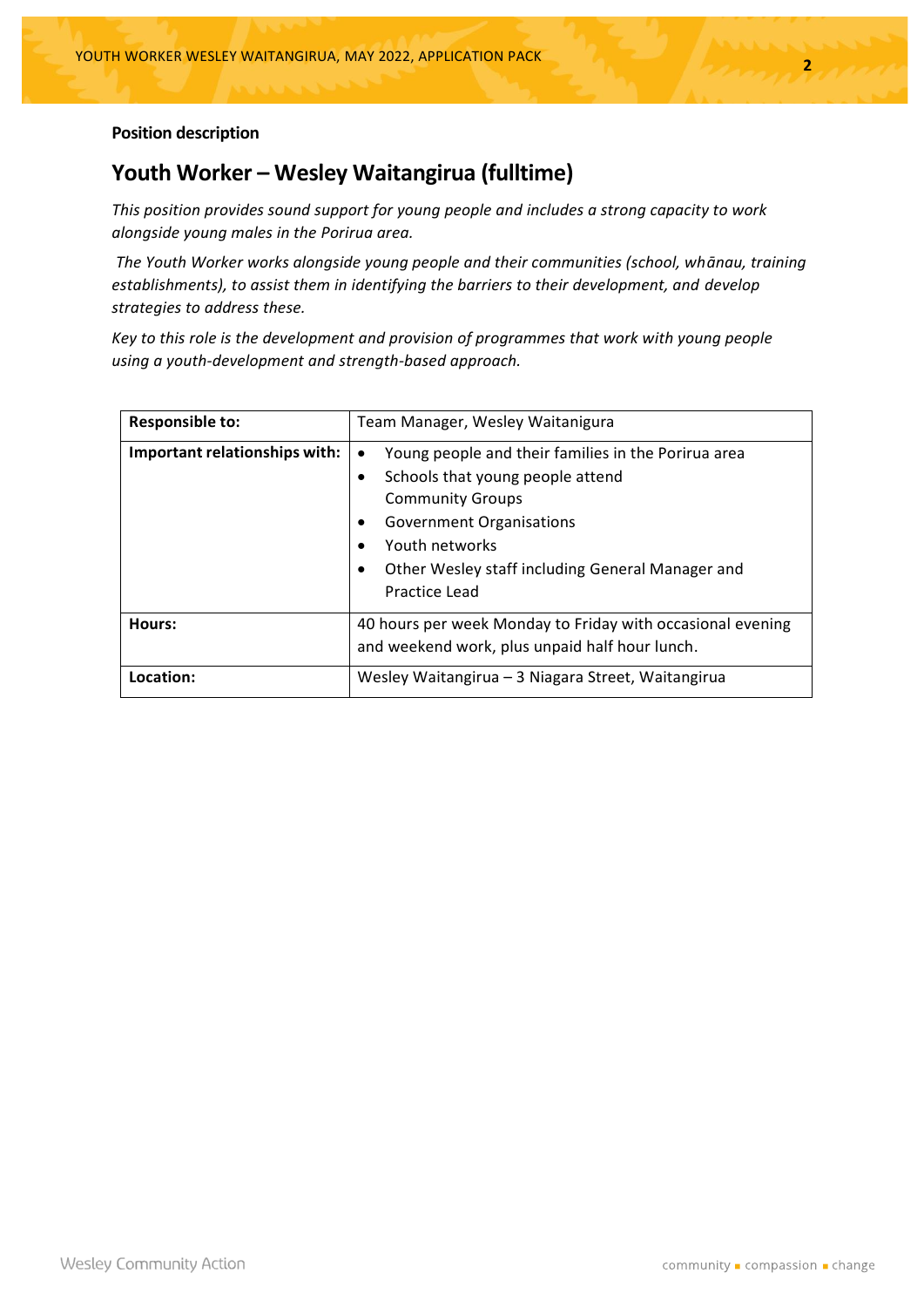**Position description**

## Youth Worker – Wesley Waitangirua (fulltime)

*This position provides sound support for young people and includes a strong capacity to work alongside young males in the Porirua area.*

*The Youth Worker works alongside young people and their communities (school, whānau, training establishments), to assist them in identifying the barriers to their development, and develop strategies to address these.*

*Key to this role is the development and provision of programmes that work with young people using a youth-development and strength-based approach.*

| **Responsible to:** | Team Manager, Wesley Waitanigura |
|---|---|
| **Important relationships with:** | • Young people and their families in the Porirua area<br>• Schools that young people attend<br>Community Groups<br>• Government Organisations<br>• Youth networks<br>• Other Wesley staff including General Manager and Practice Lead |
| **Hours:** | 40 hours per week Monday to Friday with occasional evening and weekend work, plus unpaid half hour lunch. |
| **Location:** | Wesley Waitangirua – 3 Niagara Street, Waitangirua |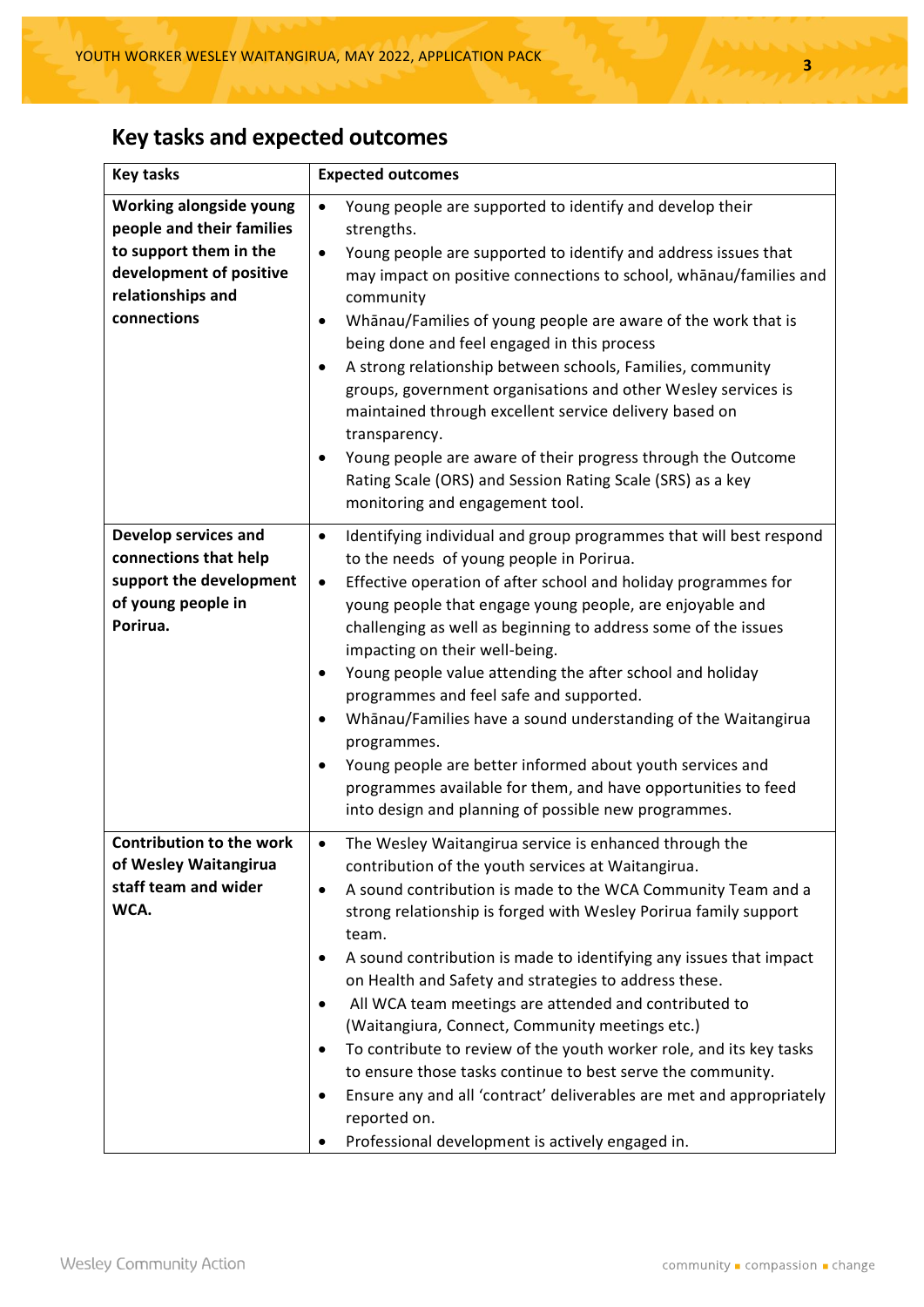## Key tasks and expected outcomes

| Key tasks | Expected outcomes |
|---|---|
| **Working alongside young people and their families to support them in the development of positive relationships and connections** | • Young people are supported to identify and develop their strengths.<br>• Young people are supported to identify and address issues that may impact on positive connections to school, whānau/families and community<br>• Whānau/Families of young people are aware of the work that is being done and feel engaged in this process<br>• A strong relationship between schools, Families, community groups, government organisations and other Wesley services is maintained through excellent service delivery based on transparency.<br>• Young people are aware of their progress through the Outcome Rating Scale (ORS) and Session Rating Scale (SRS) as a key monitoring and engagement tool. |
| **Develop services and connections that help support the development of young people in Porirua.** | • Identifying individual and group programmes that will best respond to the needs of young people in Porirua.<br>• Effective operation of after school and holiday programmes for young people that engage young people, are enjoyable and challenging as well as beginning to address some of the issues impacting on their well-being.<br>• Young people value attending the after school and holiday programmes and feel safe and supported.<br>• Whānau/Families have a sound understanding of the Waitangirua programmes.<br>• Young people are better informed about youth services and programmes available for them, and have opportunities to feed into design and planning of possible new programmes. |
| **Contribution to the work of Wesley Waitangirua staff team and wider WCA.** | • The Wesley Waitangirua service is enhanced through the contribution of the youth services at Waitangirua.<br>• A sound contribution is made to the WCA Community Team and a strong relationship is forged with Wesley Porirua family support team.<br>• A sound contribution is made to identifying any issues that impact on Health and Safety and strategies to address these.<br>• All WCA team meetings are attended and contributed to (Waitangiura, Connect, Community meetings etc.)<br>• To contribute to review of the youth worker role, and its key tasks to ensure those tasks continue to best serve the community.<br>• Ensure any and all 'contract' deliverables are met and appropriately reported on.<br>• Professional development is actively engaged in. |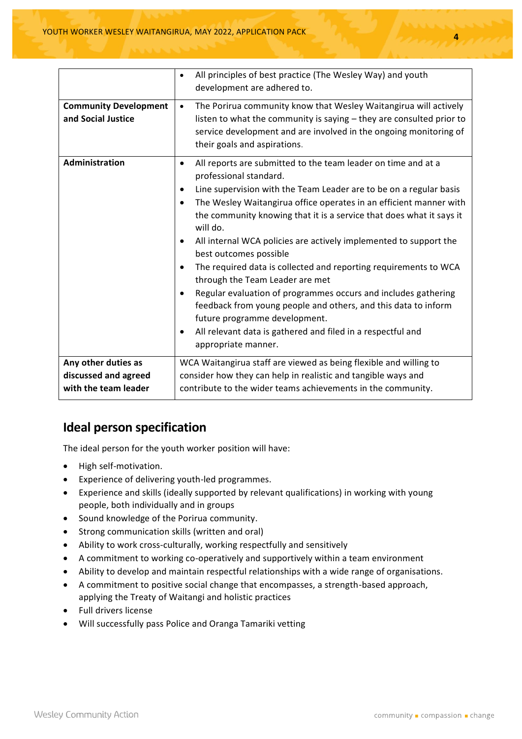| | |
|---|---|
| | • All principles of best practice (The Wesley Way) and youth development are adhered to. |
| **Community Development and Social Justice** | • The Porirua community know that Wesley Waitangirua will actively listen to what the community is saying – they are consulted prior to service development and are involved in the ongoing monitoring of their goals and aspirations. |
| **Administration** | • All reports are submitted to the team leader on time and at a professional standard.<br>• Line supervision with the Team Leader are to be on a regular basis<br>• The Wesley Waitangirua office operates in an efficient manner with the community knowing that it is a service that does what it says it will do.<br>• All internal WCA policies are actively implemented to support the best outcomes possible<br>• The required data is collected and reporting requirements to WCA through the Team Leader are met<br>• Regular evaluation of programmes occurs and includes gathering feedback from young people and others, and this data to inform future programme development.<br>• All relevant data is gathered and filed in a respectful and appropriate manner. |
| **Any other duties as discussed and agreed with the team leader** | WCA Waitangirua staff are viewed as being flexible and willing to consider how they can help in realistic and tangible ways and contribute to the wider teams achievements in the community. |

## Ideal person specification

The ideal person for the youth worker position will have:

- High self-motivation.
- Experience of delivering youth-led programmes.
- Experience and skills (ideally supported by relevant qualifications) in working with young people, both individually and in groups
- Sound knowledge of the Porirua community.
- Strong communication skills (written and oral)
- Ability to work cross-culturally, working respectfully and sensitively
- A commitment to working co-operatively and supportively within a team environment
- Ability to develop and maintain respectful relationships with a wide range of organisations.
- A commitment to positive social change that encompasses, a strength-based approach, applying the Treaty of Waitangi and holistic practices
- Full drivers license
- Will successfully pass Police and Oranga Tamariki vetting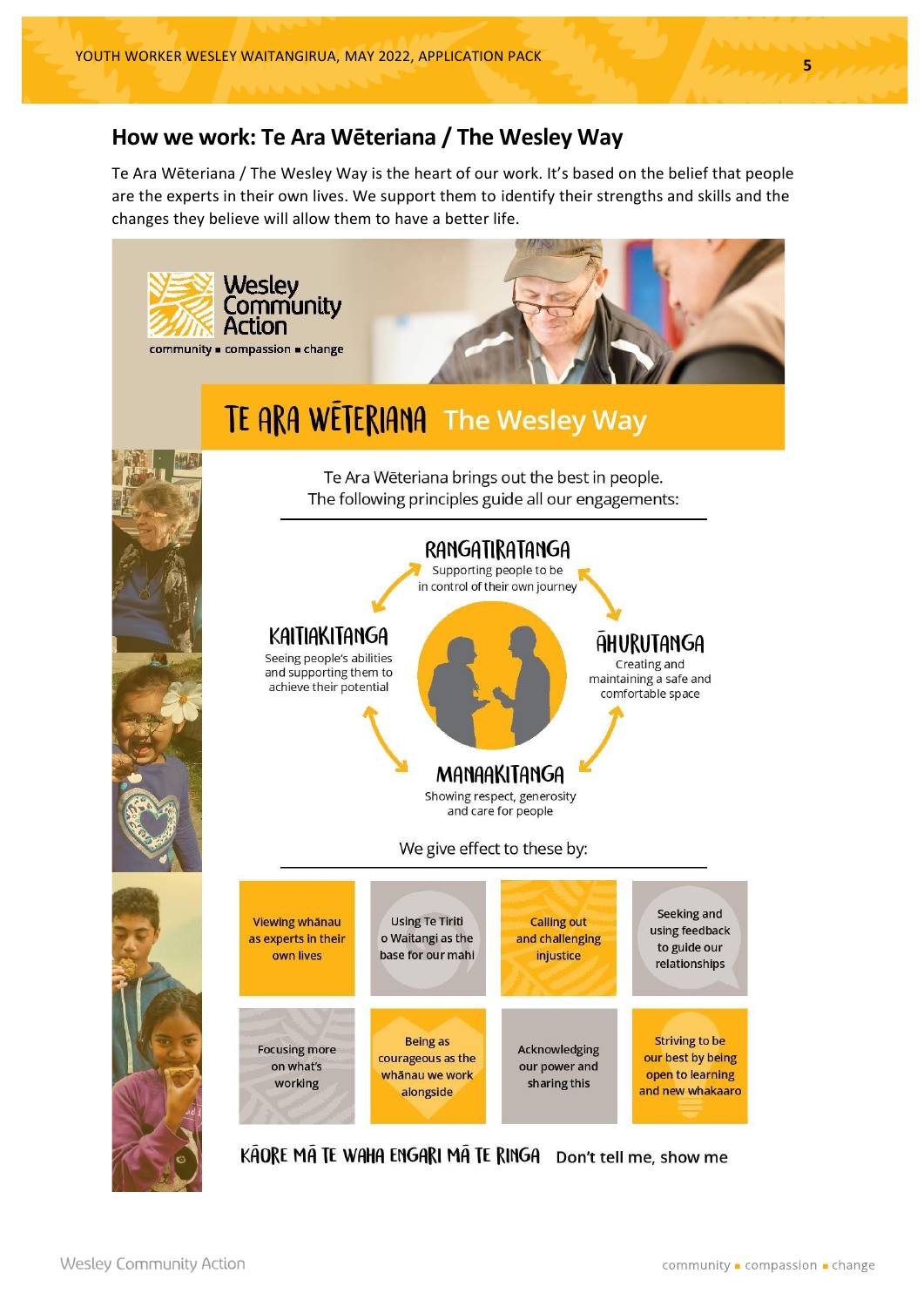## How we work: Te Ara Wēteriana / The Wesley Way

Te Ara Wēteriana / The Wesley Way is the heart of our work. It's based on the belief that people are the experts in their own lives. We support them to identify their strengths and skills and the changes they believe will allow them to have a better life.

Wesley Community Action

community ▪ compassion ▪ change

### TE ARA WĒTERIANA The Wesley Way

Te Ara Wēteriana brings out the best in people.
The following principles guide all our engagements:

**RANGATIRATANGA**
Supporting people to be in control of their own journey

**ĀHURUTANGA**
Creating and maintaining a safe and comfortable space

**MANAAKITANGA**
Showing respect, generosity and care for people

**KAITIAKITANGA**
Seeing people's abilities and supporting them to achieve their potential

We give effect to these by:

- Viewing whānau as experts in their own lives
- Using Te Tiriti o Waitangi as the base for our mahi
- Calling out and challenging injustice
- Seeking and using feedback to guide our relationships
- Focusing more on what's working
- Being as courageous as the whānau we work alongside
- Acknowledging our power and sharing this
- Striving to be our best by being open to learning and new whakaaro

**KĀORE MĀ TE WAHA ENGARI MĀ TE RINGA** Don't tell me, show me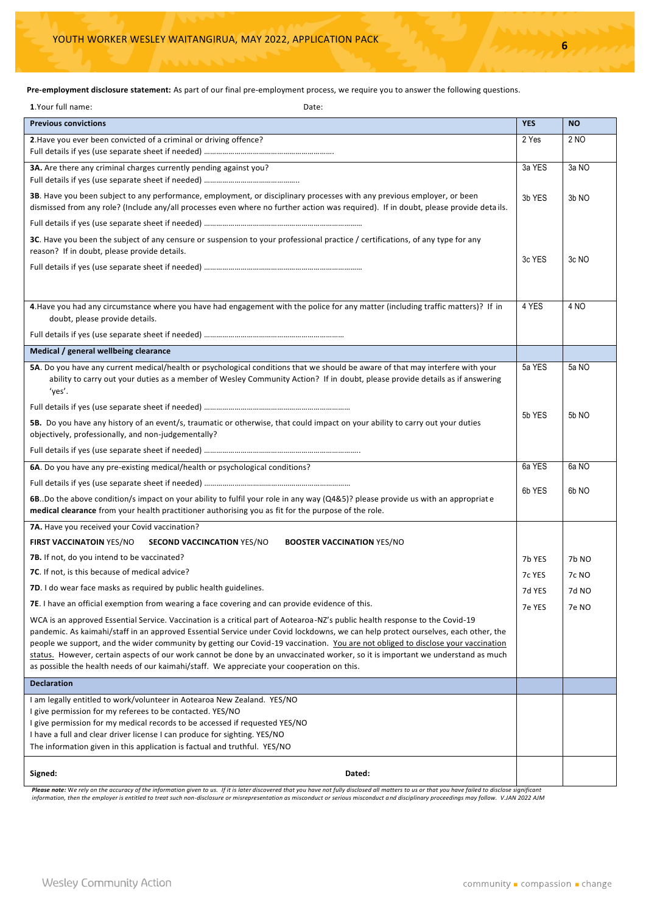**Pre-employment disclosure statement:** As part of our final pre-employment process, we require you to answer the following questions.

**1**.Your full name: Date:

| **Previous convictions** | **YES** | **NO** |
|---|---|---|
| **2**.Have you ever been convicted of a criminal or driving offence?<br>Full details if yes (use separate sheet if needed) …………………………………………………… | 2 Yes | 2 NO |
| **3A.** Are there any criminal charges currently pending against you?<br>Full details if yes (use separate sheet if needed) ……………………………………… | 3a YES | 3a NO |
| **3B**. Have you been subject to any performance, employment, or disciplinary processes with any previous employer, or been dismissed from any role? (Include any/all processes even where no further action was required). If in doubt, please provide details.<br>Full details if yes (use separate sheet if needed) …………………………………………………………… | 3b YES | 3b NO |
| **3C**. Have you been the subject of any censure or suspension to your professional practice / certifications, of any type for any reason? If in doubt, please provide details.<br>Full details if yes (use separate sheet if needed) …………………………………………………………… | 3c YES | 3c NO |
| **4**.Have you had any circumstance where you have had engagement with the police for any matter (including traffic matters)? If in doubt, please provide details.<br>Full details if yes (use separate sheet if needed) ………………………………………………………… | 4 YES | 4 NO |
| **Medical / general wellbeing clearance** | | |
| **5A**. Do you have any current medical/health or psychological conditions that we should be aware of that may interfere with your ability to carry out your duties as a member of Wesley Community Action? If in doubt, please provide details as if answering 'yes'.<br>Full details if yes (use separate sheet if needed) ……………………………………………………………… | 5a YES | 5a NO |
| **5B.** Do you have any history of an event/s, traumatic or otherwise, that could impact on your ability to carry out your duties objectively, professionally, and non-judgementally?<br>Full details if yes (use separate sheet if needed) ………………………………………………………………… | 5b YES | 5b NO |
| **6A**. Do you have any pre-existing medical/health or psychological conditions?<br>Full details if yes (use separate sheet if needed) ……………………………………………………………… | 6a YES | 6a NO |
| **6B**..Do the above condition/s impact on your ability to fulfil your role in any way (Q4&5)? please provide us with an appropriate **medical clearance** from your health practitioner authorising you as fit for the purpose of the role. | 6b YES | 6b NO |
| **7A.** Have you received your Covid vaccination?<br>**FIRST VACCINATOIN** YES/NO **SECOND VACCINCATION** YES/NO **BOOSTER VACCINATION** YES/NO | | |
| **7B.** If not, do you intend to be vaccinated? | 7b YES | 7b NO |
| **7C**. If not, is this because of medical advice? | 7c YES | 7c NO |
| **7D**. I do wear face masks as required by public health guidelines. | 7d YES | 7d NO |
| **7E**. I have an official exemption from wearing a face covering and can provide evidence of this. | 7e YES | 7e NO |
| WCA is an approved Essential Service. Vaccination is a critical part of Aotearoa-NZ's public health response to the Covid-19 pandemic. As kaimahi/staff in an approved Essential Service under Covid lockdowns, we can help protect ourselves, each other, the people we support, and the wider community by getting our Covid-19 vaccination. You are not obliged to disclose your vaccination status. However, certain aspects of our work cannot be done by an unvaccinated worker, so it is important we understand as much as possible the health needs of our kaimahi/staff. We appreciate your cooperation on this. | | |
| **Declaration** | | |
| I am legally entitled to work/volunteer in Aotearoa New Zealand. YES/NO<br>I give permission for my referees to be contacted. YES/NO<br>I give permission for my medical records to be accessed if requested YES/NO<br>I have a full and clear driver license I can produce for sighting. YES/NO<br>The information given in this application is factual and truthful. YES/NO | | |
| **Signed:** **Dated:** | | |

***Please note:*** *We rely on the accuracy of the information given to us. If it is later discovered that you have not fully disclosed all matters to us or that you have failed to disclose significant information, then the employer is entitled to treat such non-disclosure or misrepresentation as misconduct or serious misconduct and disciplinary proceedings may follow. V.JAN 2022 AJM*